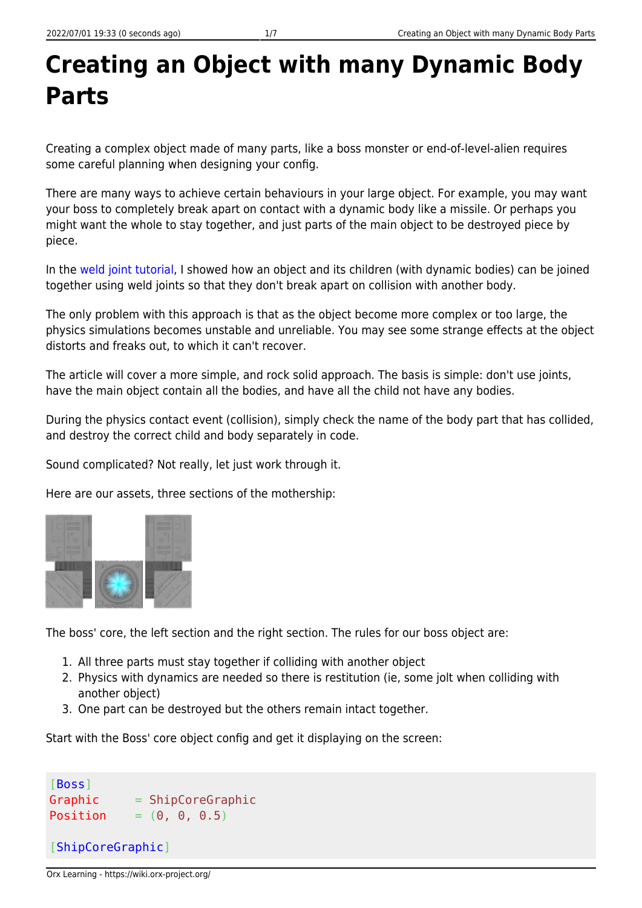# Creating an Object with many Dynamic Body Parts

Creating a complex object made of many parts, like a boss monster or end-of-level-alien requires some careful planning when designing your config.

There are many ways to achieve certain behaviours in your large object. For example, you may want your boss to completely break apart on contact with a dynamic body like a missile. Or perhaps you might want the whole to stay together, and just parts of the main object to be destroyed piece by piece.

In the weld joint tutorial, I showed how an object and its children (with dynamic bodies) can be joined together using weld joints so that they don't break apart on collision with another body.

The only problem with this approach is that as the object become more complex or too large, the physics simulations becomes unstable and unreliable. You may see some strange effects at the object distorts and freaks out, to which it can't recover.

The article will cover a more simple, and rock solid approach. The basis is simple: don't use joints, have the main object contain all the bodies, and have all the child not have any bodies.

During the physics contact event (collision), simply check the name of the body part that has collided, and destroy the correct child and body separately in code.

Sound complicated? Not really, let just work through it.

Here are our assets, three sections of the mothership:

The boss' core, the left section and the right section. The rules for our boss object are:

1. All three parts must stay together if colliding with another object
2. Physics with dynamics are needed so there is restitution (ie, some jolt when colliding with another object)
3. One part can be destroyed but the others remain intact together.

Start with the Boss' core object config and get it displaying on the screen:

```
[Boss]
Graphic      = ShipCoreGraphic
Position     = (0, 0, 0.5)

[ShipCoreGraphic]
```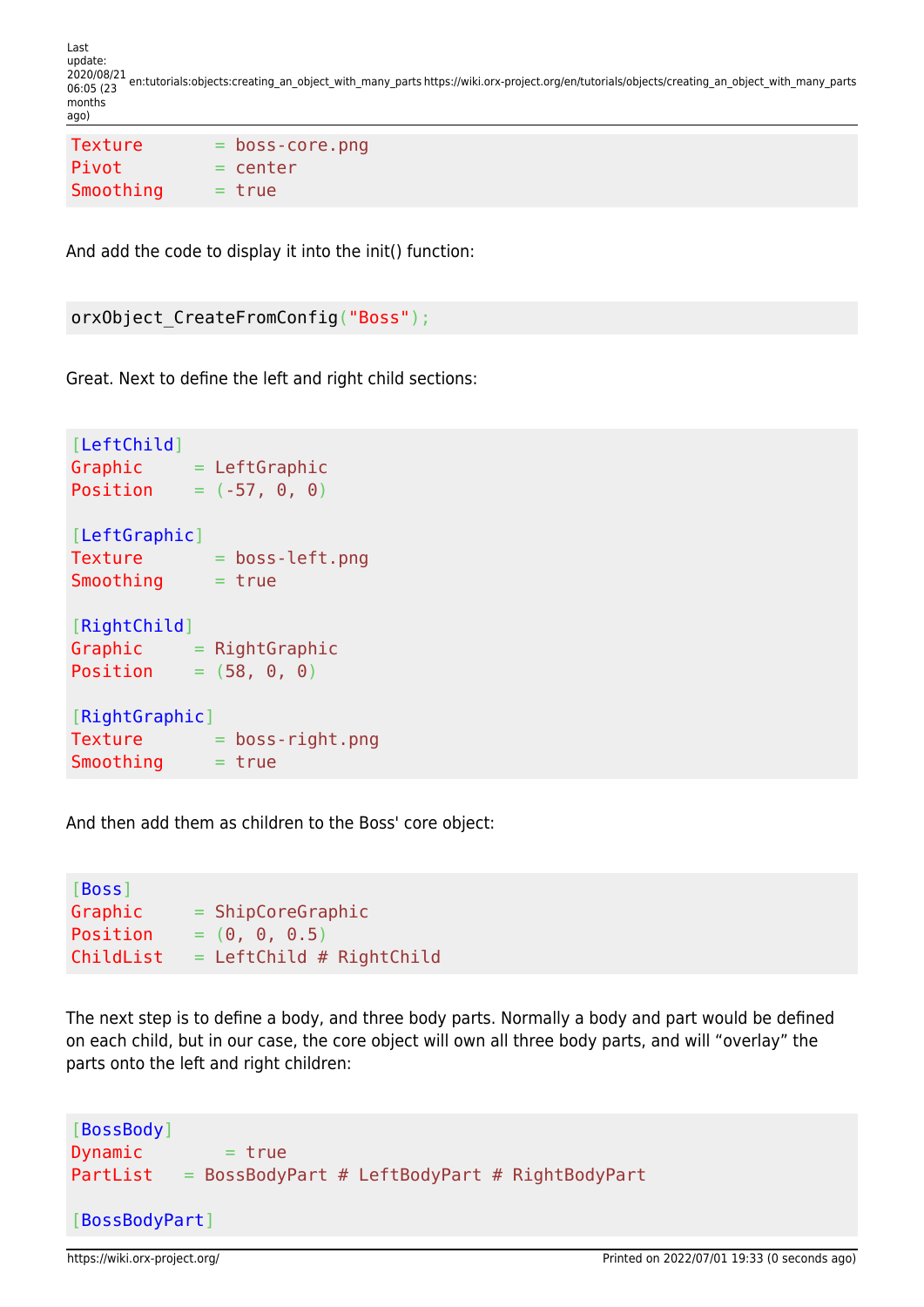```
Texture       = boss-core.png
Pivot         = center
Smoothing     = true
```

And add the code to display it into the init() function:

```
orxObject_CreateFromConfig("Boss");
```

Great. Next to define the left and right child sections:

```
[LeftChild]
Graphic     = LeftGraphic
Position    = (-57, 0, 0)

[LeftGraphic]
Texture       = boss-left.png
Smoothing     = true

[RightChild]
Graphic     = RightGraphic
Position    = (58, 0, 0)

[RightGraphic]
Texture       = boss-right.png
Smoothing     = true
```

And then add them as children to the Boss' core object:

```
[Boss]
Graphic     = ShipCoreGraphic
Position    = (0, 0, 0.5)
ChildList   = LeftChild # RightChild
```

The next step is to define a body, and three body parts. Normally a body and part would be defined on each child, but in our case, the core object will own all three body parts, and will "overlay" the parts onto the left and right children:

```
[BossBody]
Dynamic         = true
PartList    = BossBodyPart # LeftBodyPart # RightBodyPart

[BossBodyPart]
```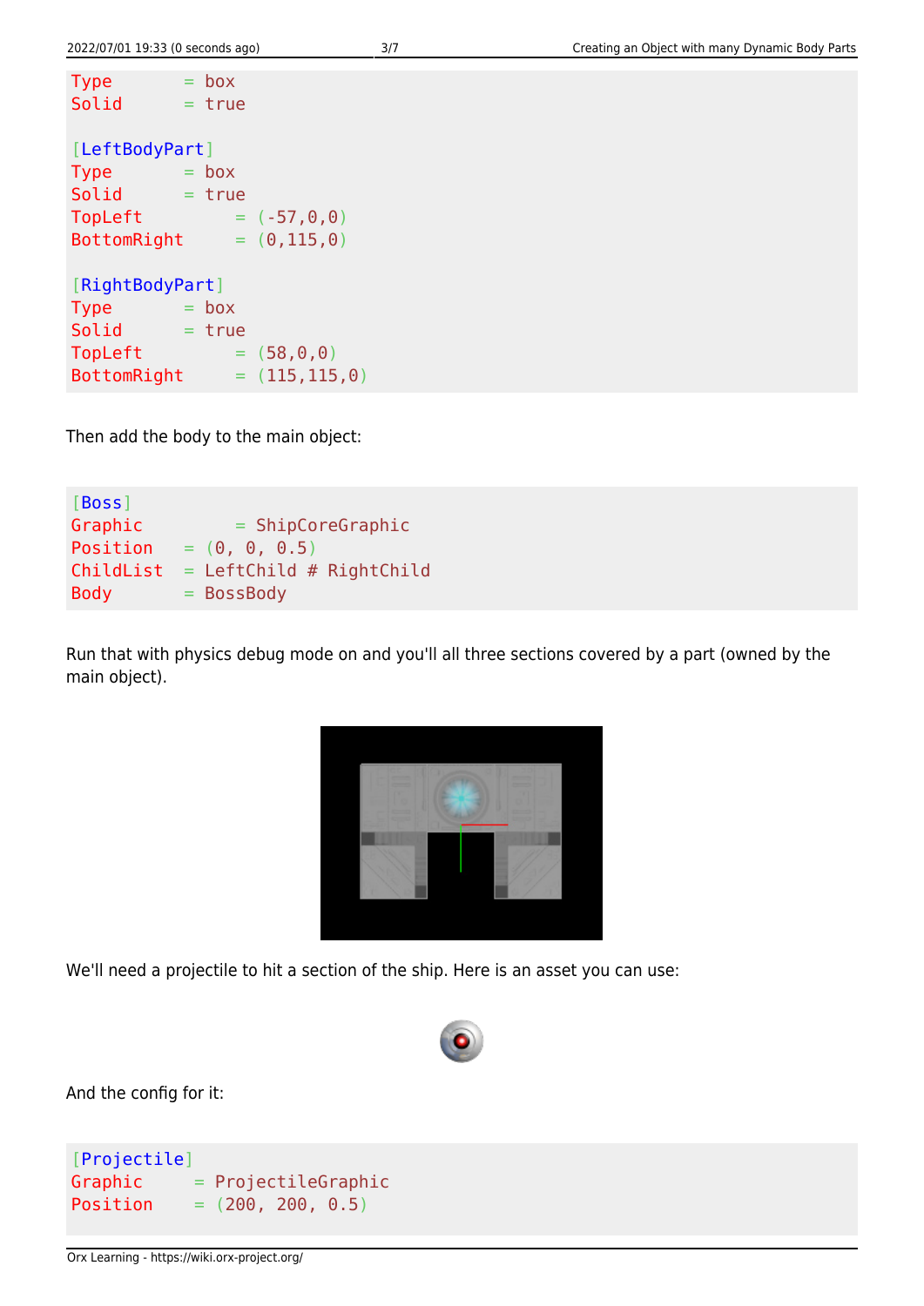```
Type        = box
Solid       = true

[LeftBodyPart]
Type        = box
Solid       = true
TopLeft         = (-57,0,0)
BottomRight     = (0,115,0)

[RightBodyPart]
Type        = box
Solid       = true
TopLeft         = (58,0,0)
BottomRight     = (115,115,0)
```

Then add the body to the main object:

```
[Boss]
Graphic         = ShipCoreGraphic
Position    = (0, 0, 0.5)
ChildList   = LeftChild # RightChild
Body        = BossBody
```

Run that with physics debug mode on and you'll all three sections covered by a part (owned by the main object).

We'll need a projectile to hit a section of the ship. Here is an asset you can use:

And the config for it:

```
[Projectile]
Graphic      = ProjectileGraphic
Position     = (200, 200, 0.5)
```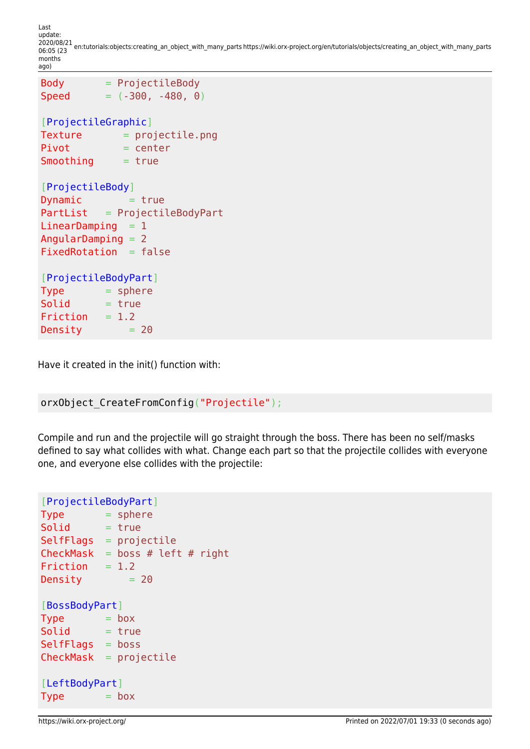```
Body       = ProjectileBody
Speed      = (-300, -480, 0)

[ProjectileGraphic]
Texture       = projectile.png
Pivot         = center
Smoothing     = true

[ProjectileBody]
Dynamic        = true
PartList   = ProjectileBodyPart
LinearDamping  = 1
AngularDamping = 2
FixedRotation  = false

[ProjectileBodyPart]
Type       = sphere
Solid      = true
Friction   = 1.2
Density        = 20
```

Have it created in the init() function with:

```
orxObject_CreateFromConfig("Projectile");
```

Compile and run and the projectile will go straight through the boss. There has been no self/masks defined to say what collides with what. Change each part so that the projectile collides with everyone one, and everyone else collides with the projectile:

```
[ProjectileBodyPart]
Type       = sphere
Solid      = true
SelfFlags  = projectile
CheckMask  = boss # left # right
Friction   = 1.2
Density        = 20

[BossBodyPart]
Type       = box
Solid      = true
SelfFlags  = boss
CheckMask  = projectile

[LeftBodyPart]
Type       = box
```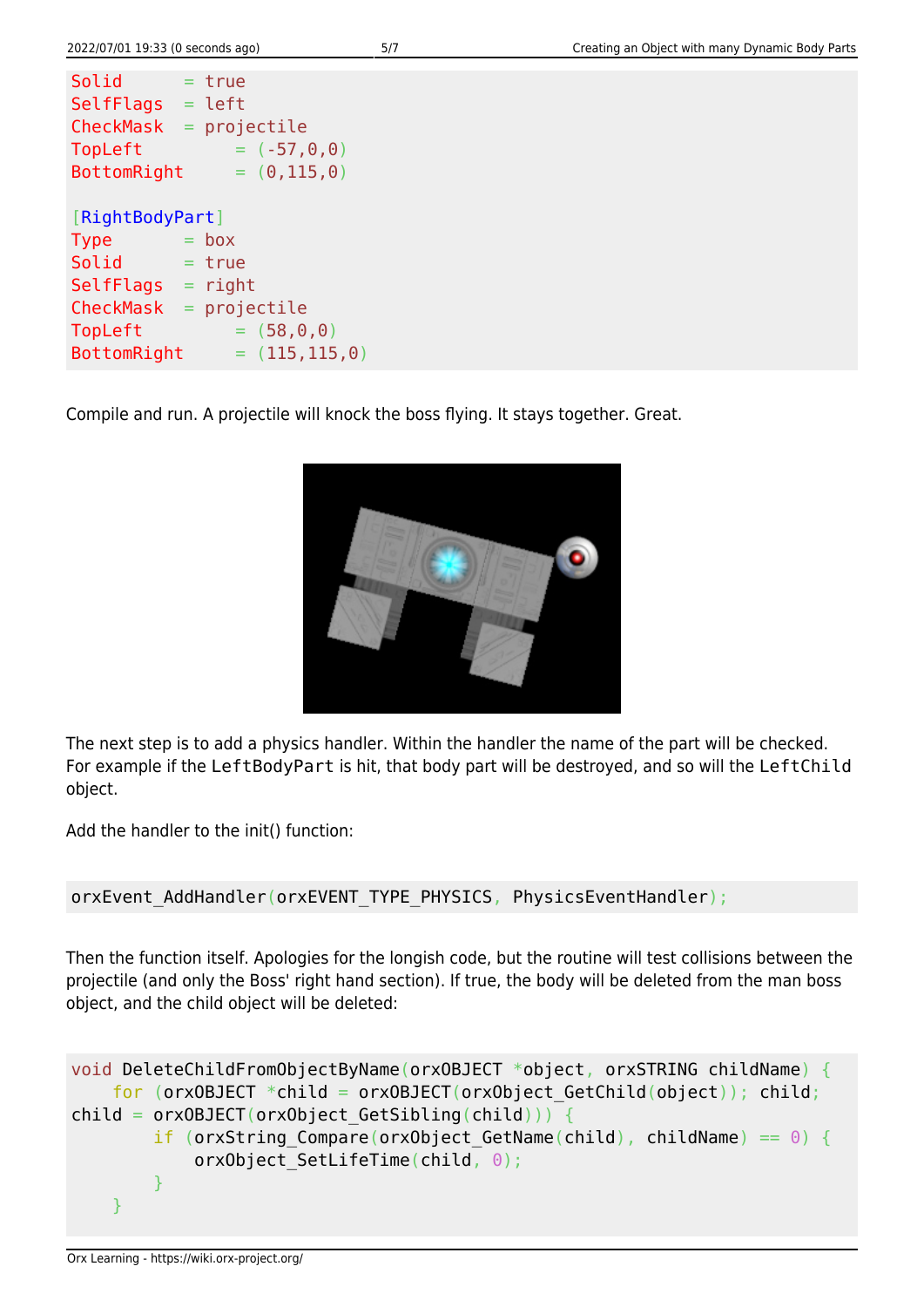```
Solid       = true
SelfFlags   = left
CheckMask   = projectile
TopLeft         = (-57,0,0)
BottomRight     = (0,115,0)

[RightBodyPart]
Type        = box
Solid       = true
SelfFlags   = right
CheckMask   = projectile
TopLeft         = (58,0,0)
BottomRight     = (115,115,0)
```

Compile and run. A projectile will knock the boss flying. It stays together. Great.

The next step is to add a physics handler. Within the handler the name of the part will be checked. For example if the `LeftBodyPart` is hit, that body part will be destroyed, and so will the `LeftChild` object.

Add the handler to the init() function:

```
orxEvent_AddHandler(orxEVENT_TYPE_PHYSICS, PhysicsEventHandler);
```

Then the function itself. Apologies for the longish code, but the routine will test collisions between the projectile (and only the Boss' right hand section). If true, the body will be deleted from the man boss object, and the child object will be deleted:

```
void DeleteChildFromObjectByName(orxOBJECT *object, orxSTRING childName) {
    for (orxOBJECT *child = orxOBJECT(orxObject_GetChild(object)); child;
child = orxOBJECT(orxObject_GetSibling(child))) {
        if (orxString_Compare(orxObject_GetName(child), childName) == 0) {
            orxObject_SetLifeTime(child, 0);
        }
    }
```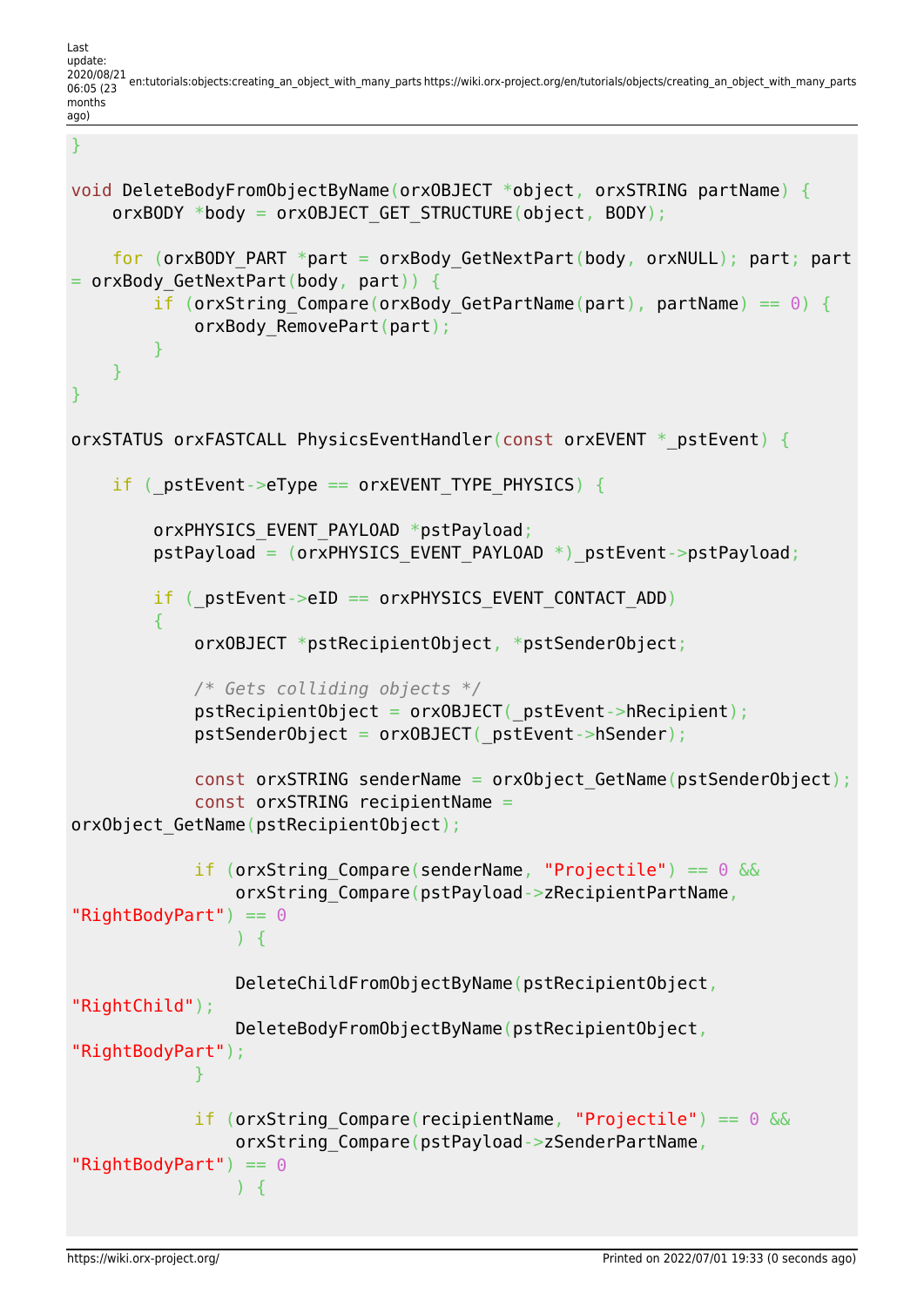```
}

void DeleteBodyFromObjectByName(orxOBJECT *object, orxSTRING partName) {
    orxBODY *body = orxOBJECT_GET_STRUCTURE(object, BODY);

    for (orxBODY_PART *part = orxBody_GetNextPart(body, orxNULL); part; part
= orxBody_GetNextPart(body, part)) {
        if (orxString_Compare(orxBody_GetPartName(part), partName) == 0) {
            orxBody_RemovePart(part);
        }
    }
}

orxSTATUS orxFASTCALL PhysicsEventHandler(const orxEVENT *_pstEvent) {

    if (_pstEvent->eType == orxEVENT_TYPE_PHYSICS) {

        orxPHYSICS_EVENT_PAYLOAD *pstPayload;
        pstPayload = (orxPHYSICS_EVENT_PAYLOAD *)_pstEvent->pstPayload;

        if (_pstEvent->eID == orxPHYSICS_EVENT_CONTACT_ADD)
        {
            orxOBJECT *pstRecipientObject, *pstSenderObject;

            /* Gets colliding objects */
            pstRecipientObject = orxOBJECT(_pstEvent->hRecipient);
            pstSenderObject = orxOBJECT(_pstEvent->hSender);

            const orxSTRING senderName = orxObject_GetName(pstSenderObject);
            const orxSTRING recipientName =
orxObject_GetName(pstRecipientObject);

            if (orxString_Compare(senderName, "Projectile") == 0 &&
                orxString_Compare(pstPayload->zRecipientPartName,
"RightBodyPart") == 0
                ) {

                DeleteChildFromObjectByName(pstRecipientObject,
"RightChild");
                DeleteBodyFromObjectByName(pstRecipientObject,
"RightBodyPart");
            }

            if (orxString_Compare(recipientName, "Projectile") == 0 &&
                orxString_Compare(pstPayload->zSenderPartName,
"RightBodyPart") == 0
                ) {
```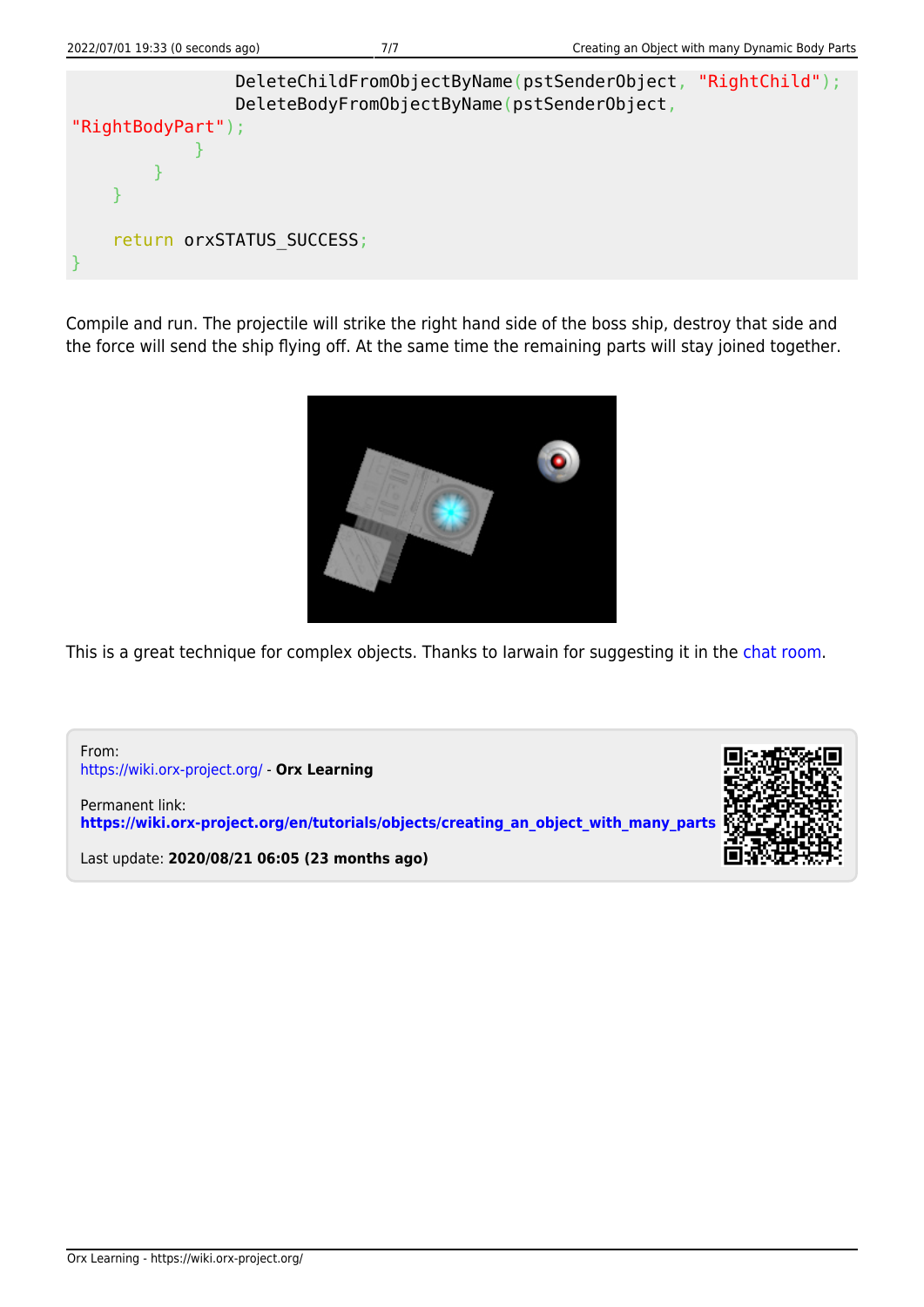```
                DeleteChildFromObjectByName(pstSenderObject, "RightChild");
                DeleteBodyFromObjectByName(pstSenderObject,
"RightBodyPart");
            }
        }
    }

    return orxSTATUS_SUCCESS;
}
```

Compile and run. The projectile will strike the right hand side of the boss ship, destroy that side and the force will send the ship flying off. At the same time the remaining parts will stay joined together.

This is a great technique for complex objects. Thanks to Iarwain for suggesting it in the chat room.

From:
https://wiki.orx-project.org/ - **Orx Learning**

Permanent link:
**https://wiki.orx-project.org/en/tutorials/objects/creating_an_object_with_many_parts**

Last update: **2020/08/21 06:05 (23 months ago)**